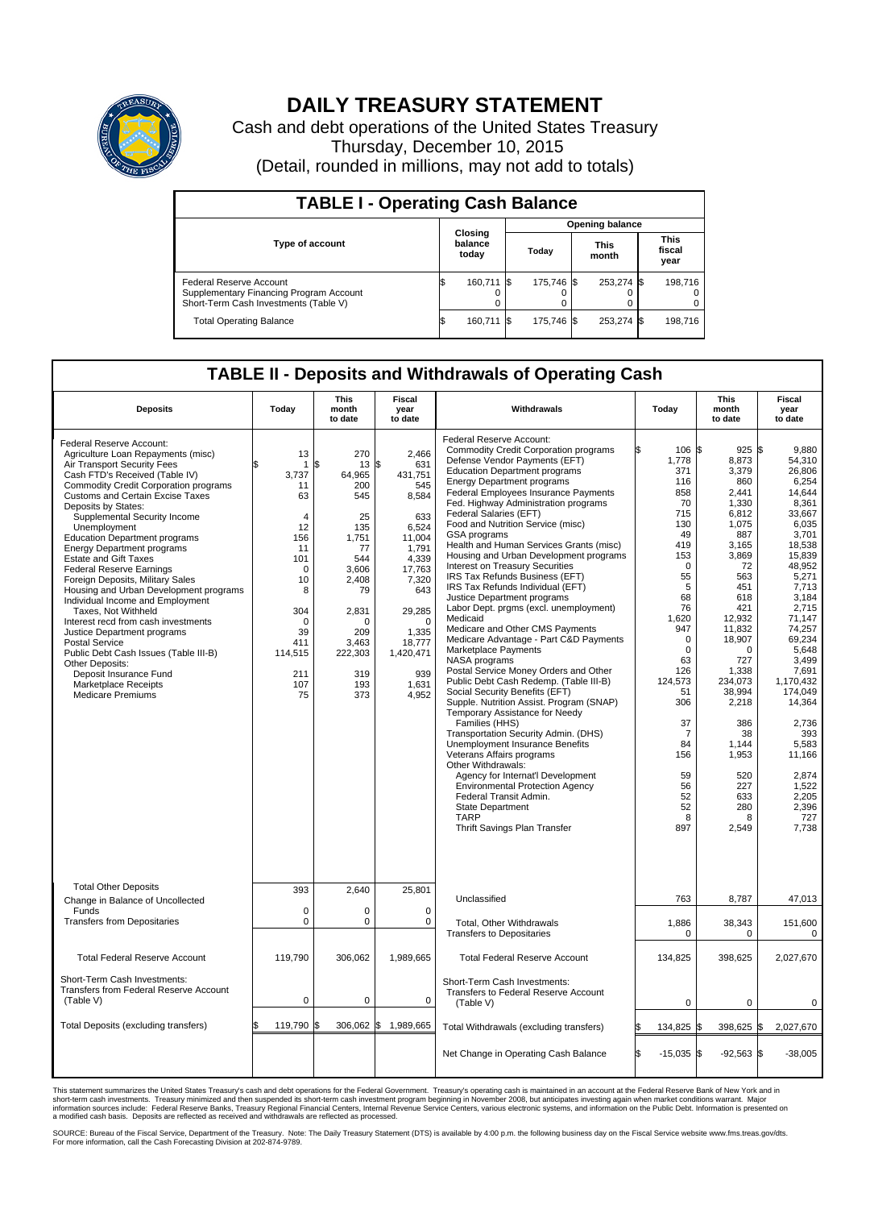# DAILY TREASURY STATEMENT

Cash and debt operations of the United States Treasury
Thursday, December 10, 2015
(Detail, rounded in millions, may not add to totals)

## TABLE I - Operating Cash Balance

| Type of account | Closing balance today | Opening balance Today | Opening balance This month | Opening balance This fiscal year |
|---|---|---|---|---|
| Federal Reserve Account | $ 160,711 | $ 175,746 | $ 253,274 | $ 198,716 |
| Supplementary Financing Program Account | 0 | 0 | 0 | 0 |
| Short-Term Cash Investments (Table V) | 0 | 0 | 0 | 0 |
| Total Operating Balance | $ 160,711 | $ 175,746 | $ 253,274 | $ 198,716 |

## TABLE II - Deposits and Withdrawals of Operating Cash

| Deposits | Today | This month to date | Fiscal year to date |
|---|---|---|---|
| Federal Reserve Account: | | | |
| Agriculture Loan Repayments (misc) | $ 13 | 270 | 2,466 |
| Air Transport Security Fees | 1 | $ 13 | $ 631 |
| Cash FTD's Received (Table IV) | 3,737 | 64,965 | 431,751 |
| Commodity Credit Corporation programs | 11 | 200 | 545 |
| Customs and Certain Excise Taxes | 63 | 545 | 8,584 |
| Deposits by States: | | | |
| Supplemental Security Income | 4 | 25 | 633 |
| Unemployment | 12 | 135 | 6,524 |
| Education Department programs | 156 | 1,751 | 11,004 |
| Energy Department programs | 11 | 77 | 1,791 |
| Estate and Gift Taxes | 101 | 544 | 4,339 |
| Federal Reserve Earnings | 0 | 3,606 | 17,763 |
| Foreign Deposits, Military Sales | 10 | 2,408 | 7,320 |
| Housing and Urban Development programs | 8 | 79 | 643 |
| Individual Income and Employment Taxes, Not Withheld | 304 | 2,831 | 29,285 |
| Interest recd from cash investments | 0 | 0 | 0 |
| Justice Department programs | 39 | 209 | 1,335 |
| Postal Service | 411 | 3,463 | 18,777 |
| Public Debt Cash Issues (Table III-B) | 114,515 | 222,303 | 1,420,471 |
| Other Deposits: | | | |
| Deposit Insurance Fund | 211 | 319 | 939 |
| Marketplace Receipts | 107 | 193 | 1,631 |
| Medicare Premiums | 75 | 373 | 4,952 |
| Total Other Deposits | 393 | 2,640 | 25,801 |
| Change in Balance of Uncollected Funds | 0 | 0 | 0 |
| Transfers from Depositaries | 0 | 0 | 0 |
| Total Federal Reserve Account | 119,790 | 306,062 | 1,989,665 |
| Short-Term Cash Investments: Transfers from Federal Reserve Account (Table V) | 0 | 0 | 0 |
| Total Deposits (excluding transfers) | $ 119,790 | $ 306,062 | $ 1,989,665 |

| Withdrawals | Today | This month to date | Fiscal year to date |
|---|---|---|---|
| Federal Reserve Account: | | | |
| Commodity Credit Corporation programs | $ 106 | $ 925 | $ 9,880 |
| Defense Vendor Payments (EFT) | 1,778 | 8,873 | 54,310 |
| Education Department programs | 371 | 3,379 | 26,806 |
| Energy Department programs | 116 | 860 | 6,254 |
| Federal Employees Insurance Payments | 858 | 2,441 | 14,644 |
| Fed. Highway Administration programs | 70 | 1,330 | 8,361 |
| Federal Salaries (EFT) | 715 | 6,812 | 33,667 |
| Food and Nutrition Service (misc) | 130 | 1,075 | 6,035 |
| GSA programs | 49 | 887 | 3,701 |
| Health and Human Services Grants (misc) | 419 | 3,165 | 18,538 |
| Housing and Urban Development programs | 153 | 3,869 | 15,839 |
| Interest on Treasury Securities | 0 | 72 | 48,952 |
| IRS Tax Refunds Business (EFT) | 55 | 563 | 5,271 |
| IRS Tax Refunds Individual (EFT) | 5 | 451 | 7,713 |
| Justice Department programs | 68 | 618 | 3,184 |
| Labor Dept. prgms (excl. unemployment) | 76 | 421 | 2,715 |
| Medicaid | 1,620 | 12,932 | 71,147 |
| Medicare and Other CMS Payments | 947 | 11,832 | 74,257 |
| Medicare Advantage - Part C&D Payments | 0 | 18,907 | 69,234 |
| Marketplace Payments | 0 | 0 | 5,648 |
| NASA programs | 63 | 727 | 3,499 |
| Postal Service Money Orders and Other | 126 | 1,338 | 7,691 |
| Public Debt Cash Redemp. (Table III-B) | 124,573 | 234,073 | 1,170,432 |
| Social Security Benefits (EFT) | 51 | 38,994 | 174,049 |
| Supple. Nutrition Assist. Program (SNAP) | 306 | 2,218 | 14,364 |
| Temporary Assistance for Needy Families (HHS) | 37 | 386 | 2,736 |
| Transportation Security Admin. (DHS) | 7 | 38 | 393 |
| Unemployment Insurance Benefits | 84 | 1,144 | 5,583 |
| Veterans Affairs programs | 156 | 1,953 | 11,166 |
| Other Withdrawals: | | | |
| Agency for Internat'l Development | 59 | 520 | 2,874 |
| Environmental Protection Agency | 56 | 227 | 1,522 |
| Federal Transit Admin. | 52 | 633 | 2,205 |
| State Department | 52 | 280 | 2,396 |
| TARP | 8 | 8 | 727 |
| Thrift Savings Plan Transfer | 897 | 2,549 | 7,738 |
| Unclassified | 763 | 8,787 | 47,013 |
| Total, Other Withdrawals | 1,886 | 38,343 | 151,600 |
| Transfers to Depositaries | 0 | 0 | 0 |
| Total Federal Reserve Account | 134,825 | 398,625 | 2,027,670 |
| Short-Term Cash Investments: Transfers to Federal Reserve Account (Table V) | 0 | 0 | 0 |
| Total Withdrawals (excluding transfers) | $ 134,825 | $ 398,625 | $ 2,027,670 |
| Net Change in Operating Cash Balance | $ -15,035 | $ -92,563 | $ -38,005 |

This statement summarizes the United States Treasury's cash and debt operations for the Federal Government. Treasury's operating cash is maintained in an account at the Federal Reserve Bank of New York and in short-term cash investments. Treasury minimized and then suspended its short-term cash investment program beginning in November 2008, but anticipates investing again when market conditions warrant. Major information sources include: Federal Reserve Banks, Treasury Regional Financial Centers, Internal Revenue Service Centers, various electronic systems, and information on the Public Debt. Information is presented on a modified cash basis. Deposits are reflected as received and withdrawals are reflected as processed.

SOURCE: Bureau of the Fiscal Service, Department of the Treasury. Note: The Daily Treasury Statement (DTS) is available by 4:00 p.m. the following business day on the Fiscal Service website www.fms.treas.gov/dts. For more information, call the Cash Forecasting Division at 202-874-9789.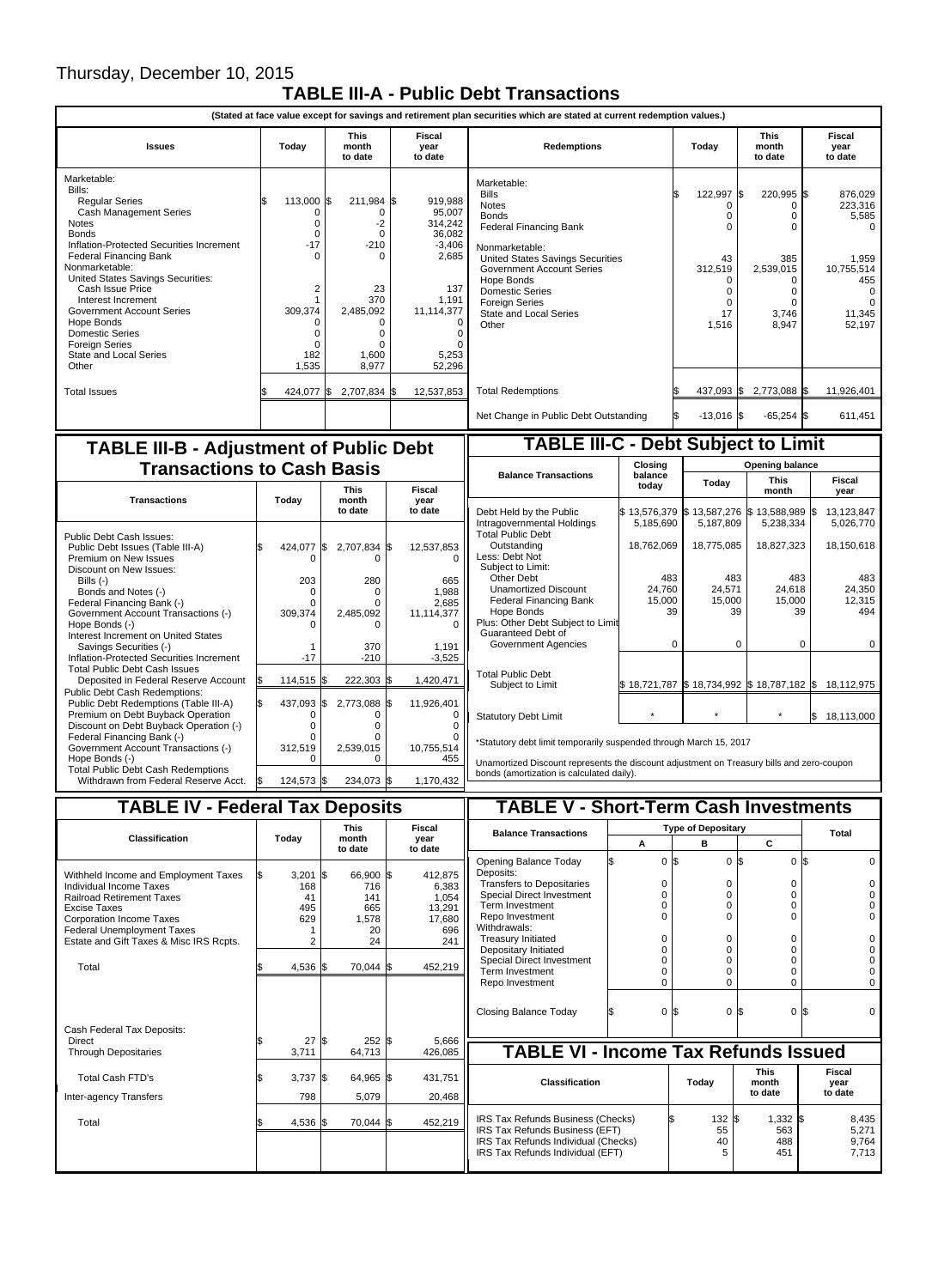Thursday, December 10, 2015

# TABLE III-A - Public Debt Transactions

(Stated at face value except for savings and retirement plan securities which are stated at current redemption values.)

| Issues | Today | This month to date | Fiscal year to date |
|---|---|---|---|
| Marketable: | | | |
| Bills: | | | |
| Regular Series | $ 113,000 | $ 211,984 | $ 919,988 |
| Cash Management Series | 0 | 0 | 95,007 |
| Notes | 0 | -2 | 314,242 |
| Bonds | 0 | 0 | 36,082 |
| Inflation-Protected Securities Increment | -17 | -210 | -3,406 |
| Federal Financing Bank | 0 | 0 | 2,685 |
| Nonmarketable: | | | |
| United States Savings Securities: | | | |
| Cash Issue Price | 2 | 23 | 137 |
| Interest Increment | 1 | 370 | 1,191 |
| Government Account Series | 309,374 | 2,485,092 | 11,114,377 |
| Hope Bonds | 0 | 0 | 0 |
| Domestic Series | 0 | 0 | 0 |
| Foreign Series | 0 | 0 | 0 |
| State and Local Series | 182 | 1,600 | 5,253 |
| Other | 1,535 | 8,977 | 52,296 |
| Total Issues | $ 424,077 | $ 2,707,834 | $ 12,537,853 |

| Redemptions | Today | This month to date | Fiscal year to date |
|---|---|---|---|
| Marketable: | | | |
| Bills | $ 122,997 | $ 220,995 | $ 876,029 |
| Notes | 0 | 0 | 223,316 |
| Bonds | 0 | 0 | 5,585 |
| Federal Financing Bank | 0 | 0 | 0 |
| Nonmarketable: | | | |
| United States Savings Securities | 43 | 385 | 1,959 |
| Government Account Series | 312,519 | 2,539,015 | 10,755,514 |
| Hope Bonds | 0 | 0 | 455 |
| Domestic Series | 0 | 0 | 0 |
| Foreign Series | 0 | 0 | 0 |
| State and Local Series | 17 | 3,746 | 11,345 |
| Other | 1,516 | 8,947 | 52,197 |
| Total Redemptions | $ 437,093 | $ 2,773,088 | $ 11,926,401 |
| Net Change in Public Debt Outstanding | $ -13,016 | $ -65,254 | $ 611,451 |

# TABLE III-B - Adjustment of Public Debt Transactions to Cash Basis

| Transactions | Today | This month to date | Fiscal year to date |
|---|---|---|---|
| Public Debt Cash Issues: | | | |
| Public Debt Issues (Table III-A) | $ 424,077 | $ 2,707,834 | $ 12,537,853 |
| Premium on New Issues | 0 | 0 | 0 |
| Discount on New Issues: | | | |
| Bills (-) | 203 | 280 | 665 |
| Bonds and Notes (-) | 0 | 0 | 1,988 |
| Federal Financing Bank (-) | 0 | 0 | 2,685 |
| Government Account Transactions (-) | 309,374 | 2,485,092 | 11,114,377 |
| Hope Bonds (-) | 0 | 0 | 0 |
| Interest Increment on United States Savings Securities (-) | 1 | 370 | 1,191 |
| Inflation-Protected Securities Increment | -17 | -210 | -3,525 |
| Total Public Debt Cash Issues Deposited in Federal Reserve Account | $ 114,515 | $ 222,303 | $ 1,420,471 |
| Public Debt Cash Redemptions: | | | |
| Public Debt Redemptions (Table III-A) | $ 437,093 | $ 2,773,088 | $ 11,926,401 |
| Premium on Debt Buyback Operation | 0 | 0 | 0 |
| Discount on Debt Buyback Operation (-) | 0 | 0 | 0 |
| Federal Financing Bank (-) | 0 | 0 | 0 |
| Government Account Transactions (-) | 312,519 | 2,539,015 | 10,755,514 |
| Hope Bonds (-) | 0 | 0 | 455 |
| Total Public Debt Cash Redemptions Withdrawn from Federal Reserve Acct. | $ 124,573 | $ 234,073 | $ 1,170,432 |

# TABLE III-C - Debt Subject to Limit

| Balance Transactions | Closing balance today | Opening balance Today | Opening balance This month | Opening balance Fiscal year |
|---|---|---|---|---|
| Debt Held by the Public | $ 13,576,379 | $ 13,587,276 | $ 13,588,989 | $ 13,123,847 |
| Intragovernmental Holdings | 5,185,690 | 5,187,809 | 5,238,334 | 5,026,770 |
| Total Public Debt Outstanding | 18,762,069 | 18,775,085 | 18,827,323 | 18,150,618 |
| Less: Debt Not Subject to Limit: | | | | |
| Other Debt | 483 | 483 | 483 | 483 |
| Unamortized Discount | 24,760 | 24,571 | 24,618 | 24,350 |
| Federal Financing Bank | 15,000 | 15,000 | 15,000 | 12,315 |
| Hope Bonds | 39 | 39 | 39 | 494 |
| Plus: Other Debt Subject to Limit | | | | |
| Guaranteed Debt of Government Agencies | 0 | 0 | 0 | 0 |
| Total Public Debt Subject to Limit | $ 18,721,787 | $ 18,734,992 | $ 18,787,182 | $ 18,112,975 |
| Statutory Debt Limit | * | * | * | $ 18,113,000 |

*Statutory debt limit temporarily suspended through March 15, 2017

Unamortized Discount represents the discount adjustment on Treasury bills and zero-coupon bonds (amortization is calculated daily).

# TABLE IV - Federal Tax Deposits

| Classification | Today | This month to date | Fiscal year to date |
|---|---|---|---|
| Withheld Income and Employment Taxes | $ 3,201 | $ 66,900 | $ 412,875 |
| Individual Income Taxes | 168 | 716 | 6,383 |
| Railroad Retirement Taxes | 41 | 141 | 1,054 |
| Excise Taxes | 495 | 665 | 13,291 |
| Corporation Income Taxes | 629 | 1,578 | 17,680 |
| Federal Unemployment Taxes | 1 | 20 | 696 |
| Estate and Gift Taxes & Misc IRS Rcpts. | 2 | 24 | 241 |
| Total | $ 4,536 | $ 70,044 | $ 452,219 |
| Cash Federal Tax Deposits: | | | |
| Direct | $ 27 | $ 252 | $ 5,666 |
| Through Depositaries | 3,711 | 64,713 | 426,085 |
| Total Cash FTD's | $ 3,737 | $ 64,965 | $ 431,751 |
| Inter-agency Transfers | 798 | 5,079 | 20,468 |
| Total | $ 4,536 | $ 70,044 | $ 452,219 |

# TABLE V - Short-Term Cash Investments

| Balance Transactions | Type of Depositary A | Type of Depositary B | Type of Depositary C | Total |
|---|---|---|---|---|
| Opening Balance Today | $ 0 | $ 0 | $ 0 | $ 0 |
| Deposits: | | | | |
| Transfers to Depositaries | 0 | 0 | 0 | 0 |
| Special Direct Investment | 0 | 0 | 0 | 0 |
| Term Investment | 0 | 0 | 0 | 0 |
| Repo Investment | 0 | 0 | 0 | 0 |
| Withdrawals: | | | | |
| Treasury Initiated | 0 | 0 | 0 | 0 |
| Depositary Initiated | 0 | 0 | 0 | 0 |
| Special Direct Investment | 0 | 0 | 0 | 0 |
| Term Investment | 0 | 0 | 0 | 0 |
| Repo Investment | 0 | 0 | 0 | 0 |
| Closing Balance Today | $ 0 | $ 0 | $ 0 | $ 0 |

# TABLE VI - Income Tax Refunds Issued

| Classification | Today | This month to date | Fiscal year to date |
|---|---|---|---|
| IRS Tax Refunds Business (Checks) | $ 132 | $ 1,332 | $ 8,435 |
| IRS Tax Refunds Business (EFT) | 55 | 563 | 5,271 |
| IRS Tax Refunds Individual (Checks) | 40 | 488 | 9,764 |
| IRS Tax Refunds Individual (EFT) | 5 | 451 | 7,713 |